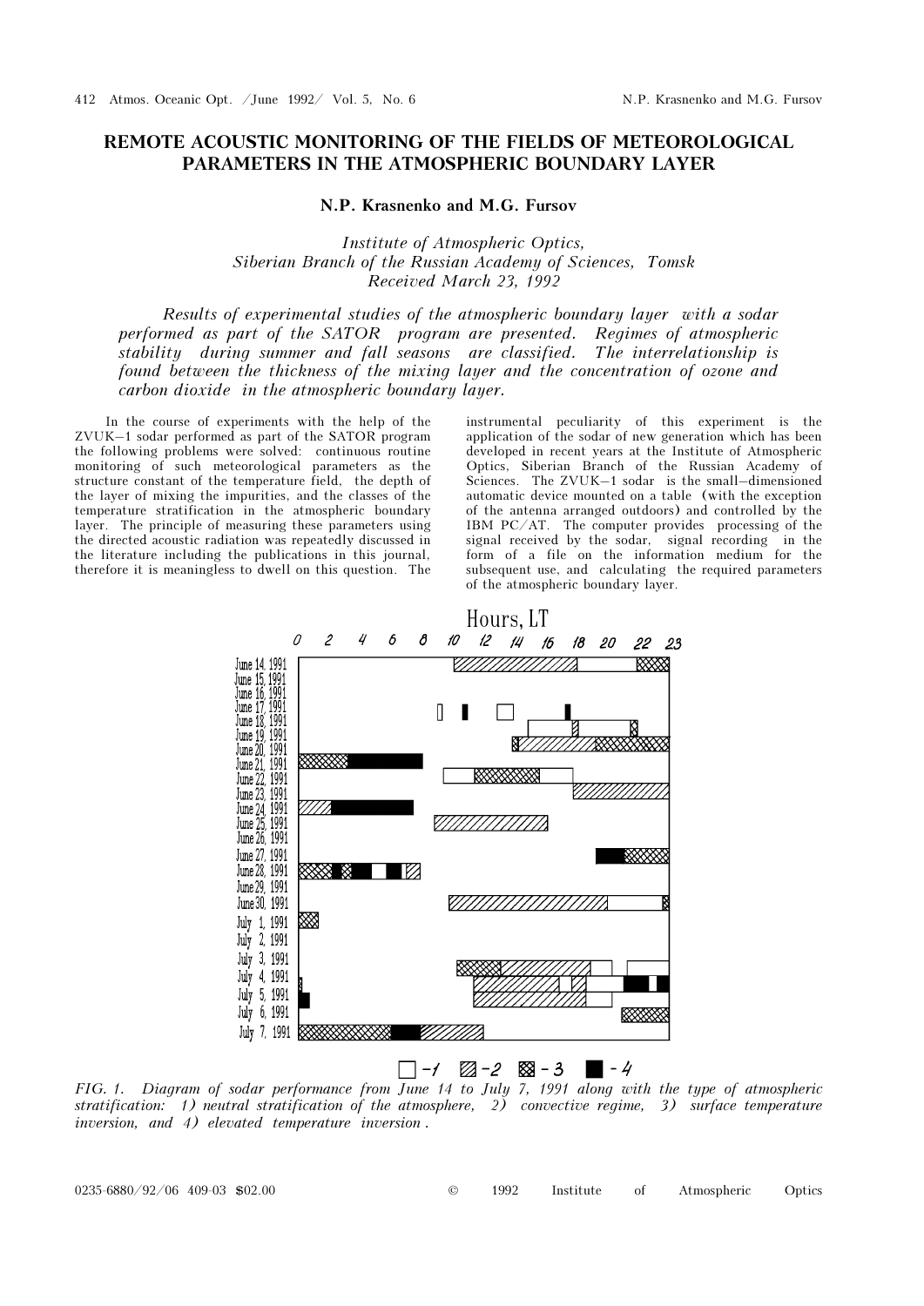# REMOTE ACOUSTIC MONITORING OF THE FIELDS OF METEOROLOGICAL PARAMETERS IN THE ATMOSPHERIC BOUNDARY LAYER

**N.P. Krasnenko and M.G. Fursov**

*Institute of Atmospheric Optics,*
*Siberian Branch of the Russian Academy of Sciences, Tomsk*
*Received March 23, 1992*

*Results of experimental studies of the atmospheric boundary layer with a sodar performed as part of the SATOR program are presented. Regimes of atmospheric stability during summer and fall seasons are classified. The interrelationship is found between the thickness of the mixing layer and the concentration of ozone and carbon dioxide in the atmospheric boundary layer.*

In the course of experiments with the help of the ZVUK–1 sodar performed as part of the SATOR program the following problems were solved: continuous routine monitoring of such meteorological parameters as the structure constant of the temperature field, the depth of the layer of mixing the impurities, and the classes of the temperature stratification in the atmospheric boundary layer. The principle of measuring these parameters using the directed acoustic radiation was repeatedly discussed in the literature including the publications in this journal, therefore it is meaningless to dwell on this question. The instrumental peculiarity of this experiment is the application of the sodar of new generation which has been developed in recent years at the Institute of Atmospheric Optics, Siberian Branch of the Russian Academy of Sciences. The ZVUK–1 sodar is the small–dimensioned automatic device mounted on a table (with the exception of the antenna arranged outdoors) and controlled by the IBM PC/AT. The computer provides processing of the signal received by the sodar, signal recording in the form of a file on the information medium for the subsequent use, and calculating the required parameters of the atmospheric boundary layer.

*FIG. 1. Diagram of sodar performance from June 14 to July 7, 1991 along with the type of atmospheric stratification: 1) neutral stratification of the atmosphere, 2) convective regime, 3) surface temperature inversion, and 4) elevated temperature inversion.*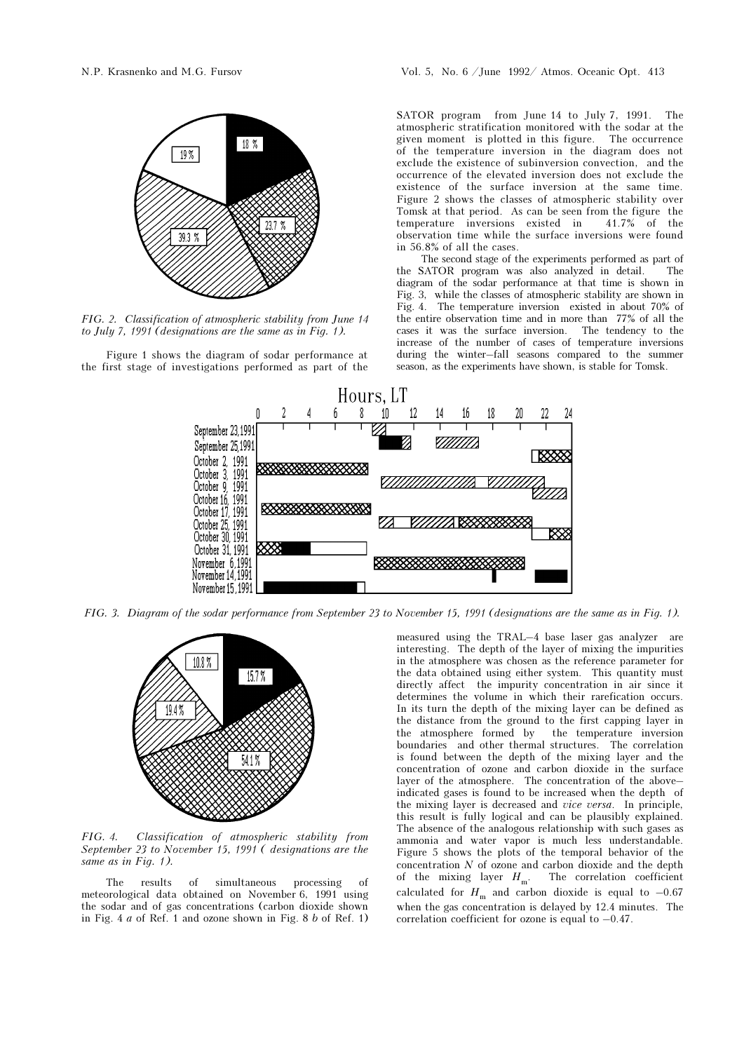FIG. 2. *Classification of atmospheric stability from June 14 to July 7, 1991 (designations are the same as in Fig. 1).*

Figure 1 shows the diagram of sodar performance at the first stage of investigations performed as part of the SATOR program from June 14 to July 7, 1991. The atmospheric stratification monitored with the sodar at the given moment is plotted in this figure. The occurrence of the temperature inversion in the diagram does not exclude the existence of subinversion convection, and the occurrence of the elevated inversion does not exclude the existence of the surface inversion at the same time. Figure 2 shows the classes of atmospheric stability over Tomsk at that period. As can be seen from the figure the temperature inversions existed in 41.7% of the observation time while the surface inversions were found in 56.8% of all the cases.

The second stage of the experiments performed as part of the SATOR program was also analyzed in detail. The diagram of the sodar performance at that time is shown in Fig. 3, while the classes of atmospheric stability are shown in Fig. 4. The temperature inversion existed in about 70% of the entire observation time and in more than 77% of all the cases it was the surface inversion. The tendency to the increase of the number of cases of temperature inversions during the winter–fall seasons compared to the summer season, as the experiments have shown, is stable for Tomsk.

FIG. 3. *Diagram of the sodar performance from September 23 to November 15, 1991 (designations are the same as in Fig. 1).*

FIG. 4. *Classification of atmospheric stability from September 23 to November 15, 1991 ( designations are the same as in Fig. 1).*

The results of simultaneous processing of meteorological data obtained on November 6, 1991 using the sodar and of gas concentrations (carbon dioxide shown in Fig. 4 *a* of Ref. 1 and ozone shown in Fig. 8 *b* of Ref. 1) measured using the TRAL–4 base laser gas analyzer are interesting. The depth of the layer of mixing the impurities in the atmosphere was chosen as the reference parameter for the data obtained using either system. This quantity must directly affect the impurity concentration in air since it determines the volume in which their rarefication occurs. In its turn the depth of the mixing layer can be defined as the distance from the ground to the first capping layer in the atmosphere formed by the temperature inversion boundaries and other thermal structures. The correlation is found between the depth of the mixing layer and the concentration of ozone and carbon dioxide in the surface layer of the atmosphere. The concentration of the above–indicated gases is found to be increased when the depth of the mixing layer is decreased and *vice versa*. In principle, this result is fully logical and can be plausibly explained. The absence of the analogous relationship with such gases as ammonia and water vapor is much less understandable. Figure 5 shows the plots of the temporal behavior of the concentration $N$ of ozone and carbon dioxide and the depth of the mixing layer $H_m$. The correlation coefficient calculated for $H_m$ and carbon dioxide is equal to $-0.67$ when the gas concentration is delayed by 12.4 minutes. The correlation coefficient for ozone is equal to $-0.47$.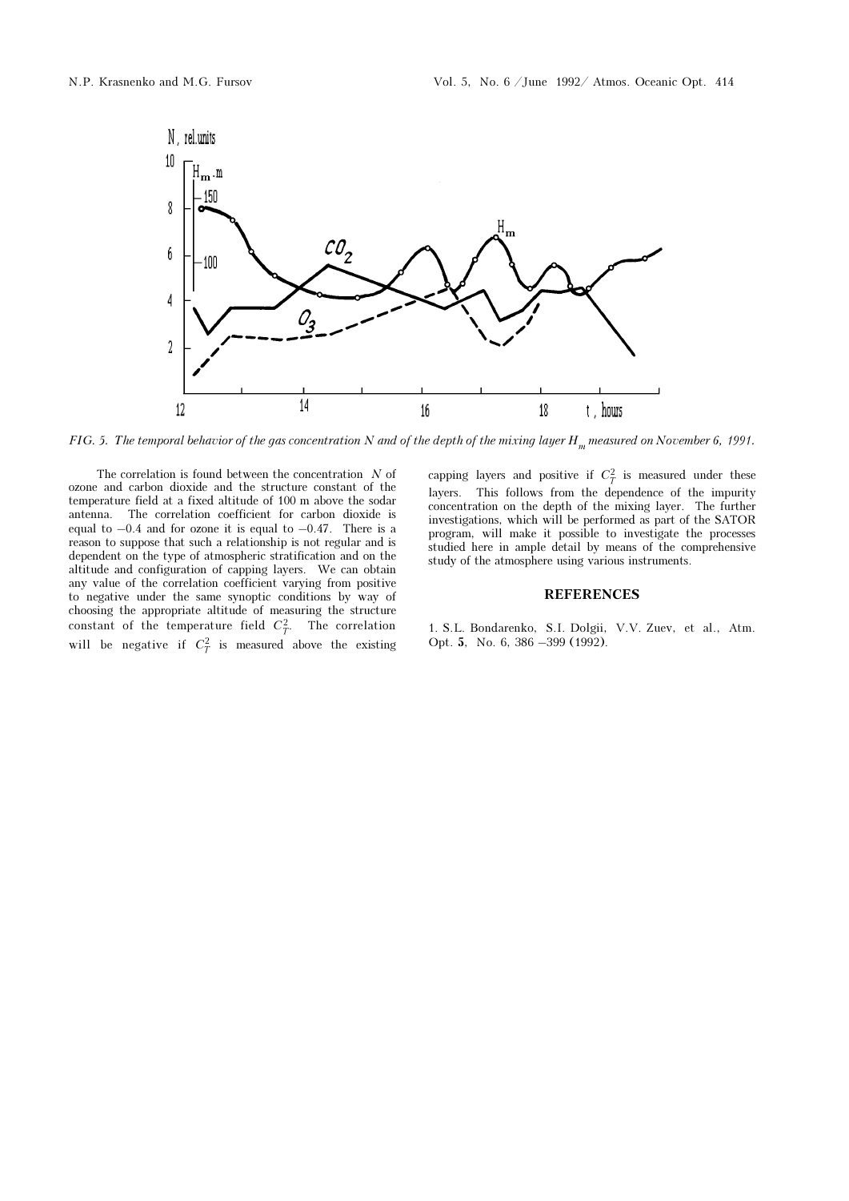N, rel.units

10

$H_m$, m

150

8

6

100

4

2

$CO_2$

$H_m$

$O_3$

12

14

16

18

t, hours

*FIG. 5. The temporal behavior of the gas concentration N and of the depth of the mixing layer $H_m$ measured on November 6, 1991.*

The correlation is found between the concentration $N$ of ozone and carbon dioxide and the structure constant of the temperature field at a fixed altitude of 100 m above the sodar antenna. The correlation coefficient for carbon dioxide is equal to $-0.4$ and for ozone it is equal to $-0.47$. There is a reason to suppose that such a relationship is not regular and is dependent on the type of atmospheric stratification and on the altitude and configuration of capping layers. We can obtain any value of the correlation coefficient varying from positive to negative under the same synoptic conditions by way of choosing the appropriate altitude of measuring the structure constant of the temperature field $C_T^2$. The correlation will be negative if $C_T^2$ is measured above the existing capping layers and positive if $C_T^2$ is measured under these layers. This follows from the dependence of the impurity concentration on the depth of the mixing layer. The further investigations, which will be performed as part of the SATOR program, will make it possible to investigate the processes studied here in ample detail by means of the comprehensive study of the atmosphere using various instruments.

## REFERENCES

1. S.L. Bondarenko, S.I. Dolgii, V.V. Zuev, et al., Atm. Opt. **5**, No. 6, 386 –399 (1992).